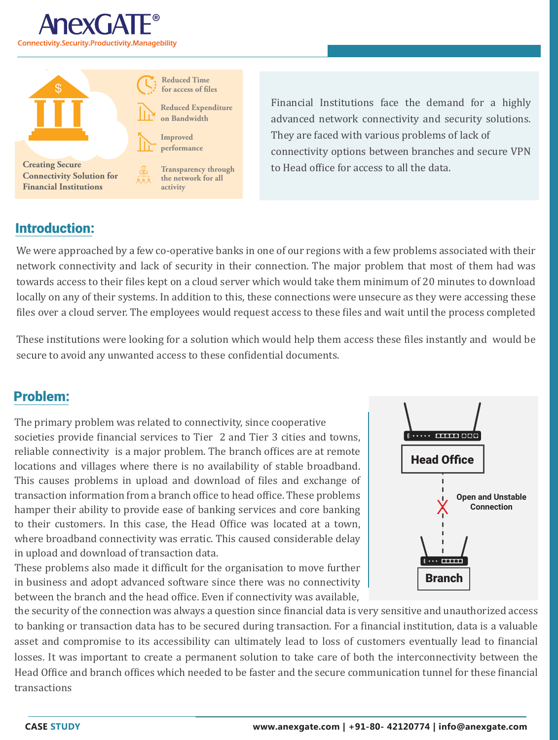# AnexGATE®

Connectivity.Security.Productivity.Managebility

**Creating Secure Connectivity Solution for Financial Institutions**

- Reduced Time for access of files
- Reduced Expenditure on Bandwidth
- Improved performance
- Transparency through the network for all activity

Financial Institutions face the demand for a highly advanced network connectivity and security solutions. They are faced with various problems of lack of connectivity options between branches and secure VPN to Head office for access to all the data.

## Introduction:

We were approached by a few co-operative banks in one of our regions with a few problems associated with their network connectivity and lack of security in their connection. The major problem that most of them had was towards access to their files kept on a cloud server which would take them minimum of 20 minutes to download locally on any of their systems. In addition to this, these connections were unsecure as they were accessing these files over a cloud server. The employees would request access to these files and wait until the process completed

These institutions were looking for a solution which would help them access these files instantly and would be secure to avoid any unwanted access to these confidential documents.

## Problem:

The primary problem was related to connectivity, since cooperative societies provide financial services to Tier 2 and Tier 3 cities and towns, reliable connectivity is a major problem. The branch offices are at remote locations and villages where there is no availability of stable broadband. This causes problems in upload and download of files and exchange of transaction information from a branch office to head office. These problems hamper their ability to provide ease of banking services and core banking to their customers. In this case, the Head Office was located at a town, where broadband connectivity was erratic. This caused considerable delay in upload and download of transaction data.

Head Office — Open and Unstable Connection — Branch

These problems also made it difficult for the organisation to move further in business and adopt advanced software since there was no connectivity between the branch and the head office. Even if connectivity was available, the security of the connection was always a question since financial data is very sensitive and unauthorized access to banking or transaction data has to be secured during transaction. For a financial institution, data is a valuable asset and compromise to its accessibility can ultimately lead to loss of customers eventually lead to financial losses. It was important to create a permanent solution to take care of both the interconnectivity between the Head Office and branch offices which needed to be faster and the secure communication tunnel for these financial transactions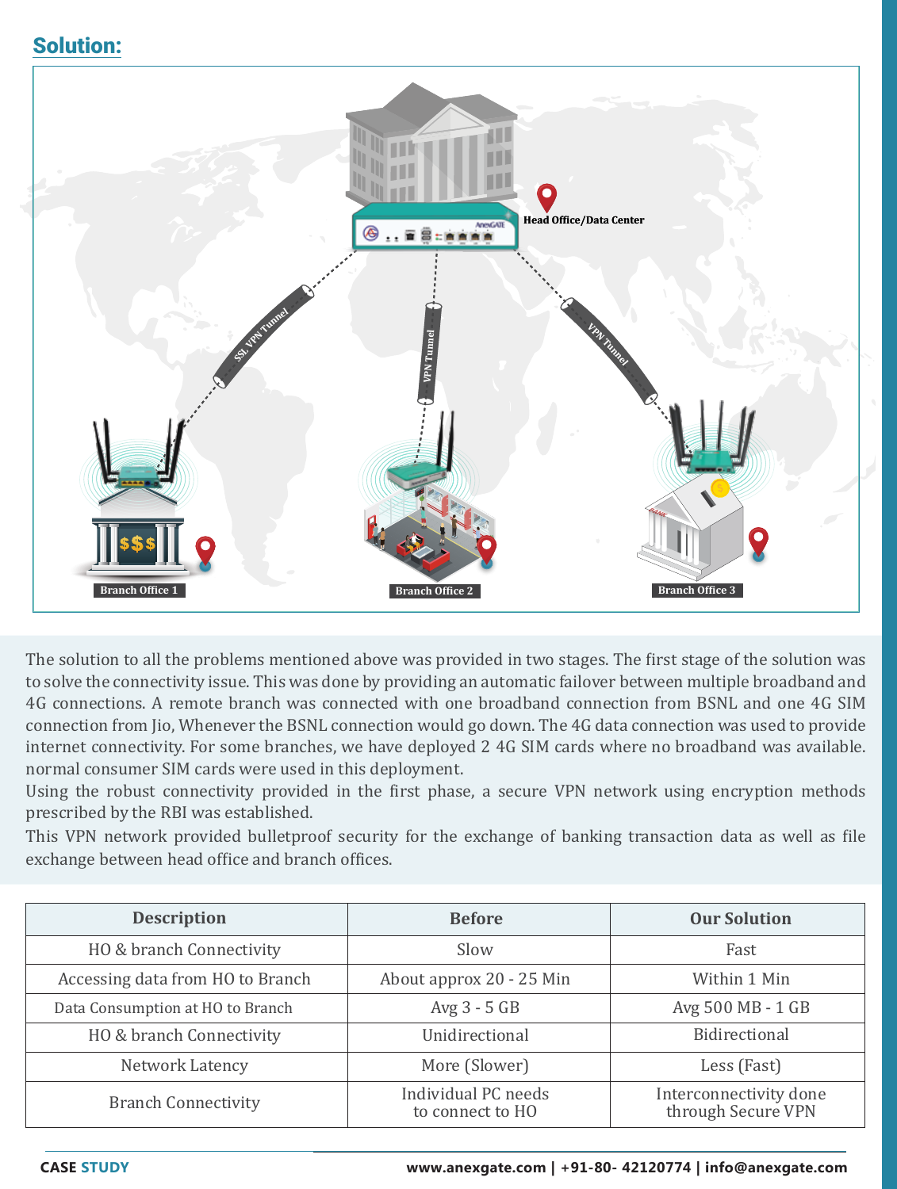## Solution:

Head Office/Data Center

SSL VPN Tunnel

VPN Tunnel

VPN Tunnel

Branch Office 1

Branch Office 2

Branch Office 3

The solution to all the problems mentioned above was provided in two stages. The first stage of the solution was to solve the connectivity issue. This was done by providing an automatic failover between multiple broadband and 4G connections. A remote branch was connected with one broadband connection from BSNL and one 4G SIM connection from Jio, Whenever the BSNL connection would go down. The 4G data connection was used to provide internet connectivity. For some branches, we have deployed 2 4G SIM cards where no broadband was available. normal consumer SIM cards were used in this deployment.

Using the robust connectivity provided in the first phase, a secure VPN network using encryption methods prescribed by the RBI was established.

This VPN network provided bulletproof security for the exchange of banking transaction data as well as file exchange between head office and branch offices.

| Description | Before | Our Solution |
|---|---|---|
| HO & branch Connectivity | Slow | Fast |
| Accessing data from HO to Branch | About approx 20 - 25 Min | Within 1 Min |
| Data Consumption at HO to Branch | Avg 3 - 5 GB | Avg 500 MB - 1 GB |
| HO & branch Connectivity | Unidirectional | Bidirectional |
| Network Latency | More (Slower) | Less (Fast) |
| Branch Connectivity | Individual PC needs to connect to HO | Interconnectivity done through Secure VPN |